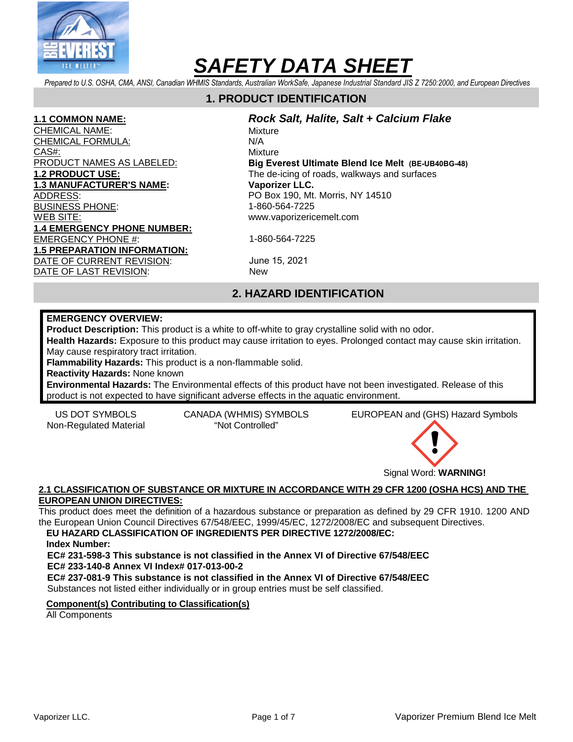# SAFETY DATA SHEET

*Prepared to U.S. OSHA, CMA, ANSI, Canadian WHMIS Standards, Australian WorkSafe, Japanese Industrial Standard JIS Z 7250:2000, and European Directives*

## 1. PRODUCT IDENTIFICATION

| | |
|---|---|
| **1.1 COMMON NAME:** | ***Rock Salt, Halite, Salt + Calcium Flake*** |
| CHEMICAL NAME: | Mixture |
| CHEMICAL FORMULA: | N/A |
| CAS#: | Mixture |
| PRODUCT NAMES AS LABELED: | **Big Everest Ultimate Blend Ice Melt (BE-UB40BG-48)** |
| **1.2 PRODUCT USE:** | The de-icing of roads, walkways and surfaces |
| **1.3 MANUFACTURER'S NAME:** | **Vaporizer LLC.** |
| ADDRESS: | PO Box 190, Mt. Morris, NY 14510 |
| BUSINESS PHONE: | 1-860-564-7225 |
| WEB SITE: | www.vaporizericemelt.com |
| **1.4 EMERGENCY PHONE NUMBER:** | |
| EMERGENCY PHONE #: | 1-860-564-7225 |
| **1.5 PREPARATION INFORMATION:** | |
| DATE OF CURRENT REVISION: | June 15, 2021 |
| DATE OF LAST REVISION: | New |

## 2. HAZARD IDENTIFICATION

**EMERGENCY OVERVIEW:**
**Product Description:** This product is a white to off-white to gray crystalline solid with no odor.
**Health Hazards:** Exposure to this product may cause irritation to eyes. Prolonged contact may cause skin irritation. May cause respiratory tract irritation.
**Flammability Hazards:** This product is a non-flammable solid.
**Reactivity Hazards:** None known
**Environmental Hazards:** The Environmental effects of this product have not been investigated. Release of this product is not expected to have significant adverse effects in the aquatic environment.

| US DOT SYMBOLS | CANADA (WHMIS) SYMBOLS | EUROPEAN and (GHS) Hazard Symbols |
|---|---|---|
| Non-Regulated Material | "Not Controlled" | Signal Word: **WARNING!** |

**2.1 CLASSIFICATION OF SUBSTANCE OR MIXTURE IN ACCORDANCE WITH 29 CFR 1200 (OSHA HCS) AND THE EUROPEAN UNION DIRECTIVES:**

This product does meet the definition of a hazardous substance or preparation as defined by 29 CFR 1910. 1200 AND the European Union Council Directives 67/548/EEC, 1999/45/EC, 1272/2008/EC and subsequent Directives.

**EU HAZARD CLASSIFICATION OF INGREDIENTS PER DIRECTIVE 1272/2008/EC:**

**Index Number:**

**EC# 231-598-3 This substance is not classified in the Annex VI of Directive 67/548/EEC**
**EC# 233-140-8 Annex VI Index# 017-013-00-2**
**EC# 237-081-9 This substance is not classified in the Annex VI of Directive 67/548/EEC**
Substances not listed either individually or in group entries must be self classified.

**Component(s) Contributing to Classification(s)**

All Components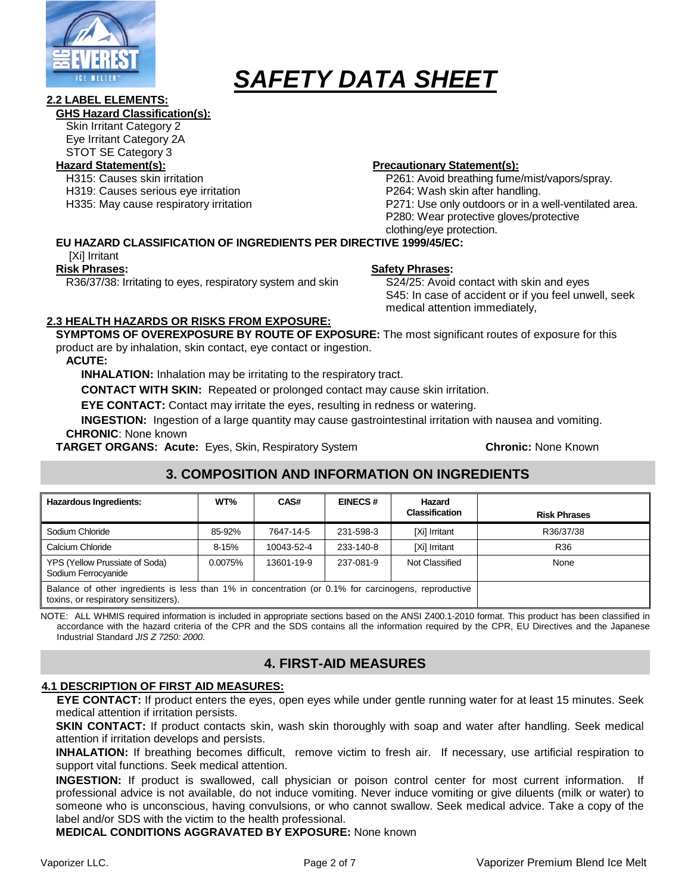# SAFETY DATA SHEET

**2.2 LABEL ELEMENTS:**

**GHS Hazard Classification(s):**

Skin Irritant Category 2
Eye Irritant Category 2A
STOT SE Category 3

**Hazard Statement(s):**

H315: Causes skin irritation
H319: Causes serious eye irritation
H335: May cause respiratory irritation

**Precautionary Statement(s):**

P261: Avoid breathing fume/mist/vapors/spray.
P264: Wash skin after handling.
P271: Use only outdoors or in a well-ventilated area.
P280: Wear protective gloves/protective clothing/eye protection.

**EU HAZARD CLASSIFICATION OF INGREDIENTS PER DIRECTIVE 1999/45/EC:**

[Xi] Irritant

**Risk Phrases:**

R36/37/38: Irritating to eyes, respiratory system and skin

**Safety Phrases:**

S24/25: Avoid contact with skin and eyes
S45: In case of accident or if you feel unwell, seek medical attention immediately,

**2.3 HEALTH HAZARDS OR RISKS FROM EXPOSURE:**

**SYMPTOMS OF OVEREXPOSURE BY ROUTE OF EXPOSURE:** The most significant routes of exposure for this product are by inhalation, skin contact, eye contact or ingestion.

**ACUTE:**

**INHALATION:** Inhalation may be irritating to the respiratory tract.

**CONTACT WITH SKIN:** Repeated or prolonged contact may cause skin irritation.

**EYE CONTACT:** Contact may irritate the eyes, resulting in redness or watering.

**INGESTION:** Ingestion of a large quantity may cause gastrointestinal irritation with nausea and vomiting.

**CHRONIC**: None known

**TARGET ORGANS: Acute:** Eyes, Skin, Respiratory System **Chronic:** None Known

## 3. COMPOSITION AND INFORMATION ON INGREDIENTS

| Hazardous Ingredients: | WT% | CAS# | EINECS # | Hazard Classification | Risk Phrases |
|---|---|---|---|---|---|
| Sodium Chloride | 85-92% | 7647-14-5 | 231-598-3 | [Xi] Irritant | R36/37/38 |
| Calcium Chloride | 8-15% | 10043-52-4 | 233-140-8 | [Xi] Irritant | R36 |
| YPS (Yellow Prussiate of Soda) Sodium Ferrocyanide | 0.0075% | 13601-19-9 | 237-081-9 | Not Classified | None |
| Balance of other ingredients is less than 1% in concentration (or 0.1% for carcinogens, reproductive toxins, or respiratory sensitizers). | | | | | |

NOTE: ALL WHMIS required information is included in appropriate sections based on the ANSI Z400.1-2010 format. This product has been classified in accordance with the hazard criteria of the CPR and the SDS contains all the information required by the CPR, EU Directives and the Japanese Industrial Standard *JIS Z 7250: 2000*.

## 4. FIRST-AID MEASURES

**4.1 DESCRIPTION OF FIRST AID MEASURES:**

**EYE CONTACT:** If product enters the eyes, open eyes while under gentle running water for at least 15 minutes. Seek medical attention if irritation persists.

**SKIN CONTACT:** If product contacts skin, wash skin thoroughly with soap and water after handling. Seek medical attention if irritation develops and persists.

**INHALATION:** If breathing becomes difficult, remove victim to fresh air. If necessary, use artificial respiration to support vital functions. Seek medical attention.

**INGESTION:** If product is swallowed, call physician or poison control center for most current information. If professional advice is not available, do not induce vomiting. Never induce vomiting or give diluents (milk or water) to someone who is unconscious, having convulsions, or who cannot swallow. Seek medical advice. Take a copy of the label and/or SDS with the victim to the health professional.

**MEDICAL CONDITIONS AGGRAVATED BY EXPOSURE:** None known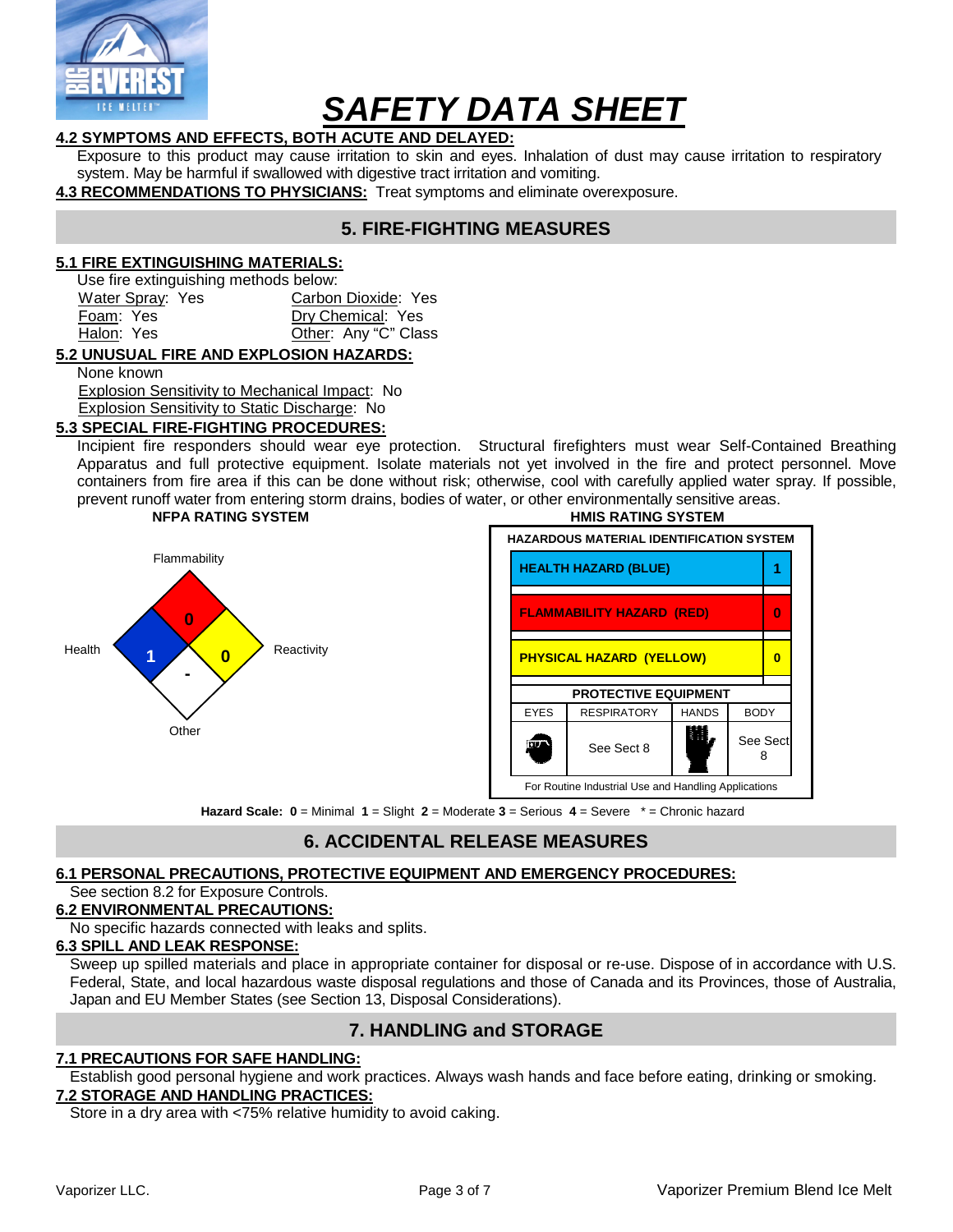# SAFETY DATA SHEET

**4.2 SYMPTOMS AND EFFECTS, BOTH ACUTE AND DELAYED:**

Exposure to this product may cause irritation to skin and eyes. Inhalation of dust may cause irritation to respiratory system. May be harmful if swallowed with digestive tract irritation and vomiting.

**4.3 RECOMMENDATIONS TO PHYSICIANS:** Treat symptoms and eliminate overexposure.

## 5. FIRE-FIGHTING MEASURES

**5.1 FIRE EXTINGUISHING MATERIALS:**

Use fire extinguishing methods below:

| | |
|---|---|
| Water Spray: Yes | Carbon Dioxide: Yes |
| Foam: Yes | Dry Chemical: Yes |
| Halon: Yes | Other: Any "C" Class |

**5.2 UNUSUAL FIRE AND EXPLOSION HAZARDS:**

None known

Explosion Sensitivity to Mechanical Impact: No

Explosion Sensitivity to Static Discharge: No

**5.3 SPECIAL FIRE-FIGHTING PROCEDURES:**

Incipient fire responders should wear eye protection. Structural firefighters must wear Self-Contained Breathing Apparatus and full protective equipment. Isolate materials not yet involved in the fire and protect personnel. Move containers from fire area if this can be done without risk; otherwise, cool with carefully applied water spray. If possible, prevent runoff water from entering storm drains, bodies of water, or other environmentally sensitive areas.

**NFPA RATING SYSTEM**

| Flammability | Health | Reactivity | Other |
|---|---|---|---|
| 0 | 1 | 0 | - |

**HMIS RATING SYSTEM**

| HAZARDOUS MATERIAL IDENTIFICATION SYSTEM | |
|---|---|
| HEALTH HAZARD (BLUE) | 1 |
| FLAMMABILITY HAZARD (RED) | 0 |
| PHYSICAL HAZARD (YELLOW) | 0 |

| PROTECTIVE EQUIPMENT | | | |
|---|---|---|---|
| EYES | RESPIRATORY | HANDS | BODY |
| (goggles) | See Sect 8 | (gloves) | See Sect 8 |

For Routine Industrial Use and Handling Applications

**Hazard Scale:** **0** = Minimal **1** = Slight **2** = Moderate **3** = Serious **4** = Severe * = Chronic hazard

## 6. ACCIDENTAL RELEASE MEASURES

**6.1 PERSONAL PRECAUTIONS, PROTECTIVE EQUIPMENT AND EMERGENCY PROCEDURES:**

See section 8.2 for Exposure Controls.

**6.2 ENVIRONMENTAL PRECAUTIONS:**

No specific hazards connected with leaks and splits.

**6.3 SPILL AND LEAK RESPONSE:**

Sweep up spilled materials and place in appropriate container for disposal or re-use. Dispose of in accordance with U.S. Federal, State, and local hazardous waste disposal regulations and those of Canada and its Provinces, those of Australia, Japan and EU Member States (see Section 13, Disposal Considerations).

## 7. HANDLING and STORAGE

**7.1 PRECAUTIONS FOR SAFE HANDLING:**

Establish good personal hygiene and work practices. Always wash hands and face before eating, drinking or smoking.

**7.2 STORAGE AND HANDLING PRACTICES:**

Store in a dry area with <75% relative humidity to avoid caking.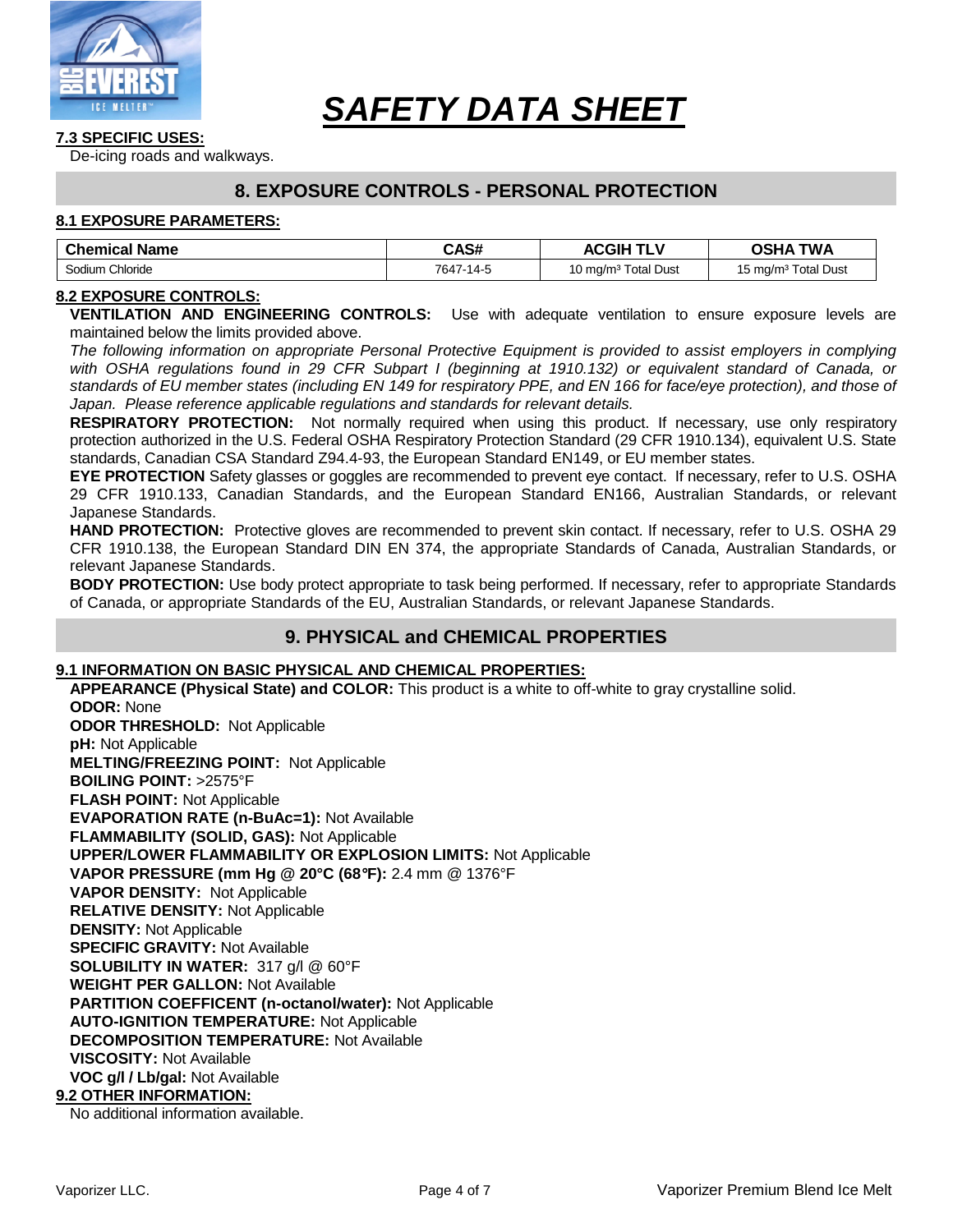# SAFETY DATA SHEET

**7.3 SPECIFIC USES:**

De-icing roads and walkways.

## 8. EXPOSURE CONTROLS - PERSONAL PROTECTION

**8.1 EXPOSURE PARAMETERS:**

| Chemical Name | CAS# | ACGIH TLV | OSHA TWA |
|---|---|---|---|
| Sodium Chloride | 7647-14-5 | 10 mg/m³ Total Dust | 15 mg/m³ Total Dust |

**8.2 EXPOSURE CONTROLS:**

**VENTILATION AND ENGINEERING CONTROLS:** Use with adequate ventilation to ensure exposure levels are maintained below the limits provided above.

*The following information on appropriate Personal Protective Equipment is provided to assist employers in complying with OSHA regulations found in 29 CFR Subpart I (beginning at 1910.132) or equivalent standard of Canada, or standards of EU member states (including EN 149 for respiratory PPE, and EN 166 for face/eye protection), and those of Japan. Please reference applicable regulations and standards for relevant details.*

**RESPIRATORY PROTECTION:** Not normally required when using this product. If necessary, use only respiratory protection authorized in the U.S. Federal OSHA Respiratory Protection Standard (29 CFR 1910.134), equivalent U.S. State standards, Canadian CSA Standard Z94.4-93, the European Standard EN149, or EU member states.

**EYE PROTECTION** Safety glasses or goggles are recommended to prevent eye contact. If necessary, refer to U.S. OSHA 29 CFR 1910.133, Canadian Standards, and the European Standard EN166, Australian Standards, or relevant Japanese Standards.

**HAND PROTECTION:** Protective gloves are recommended to prevent skin contact. If necessary, refer to U.S. OSHA 29 CFR 1910.138, the European Standard DIN EN 374, the appropriate Standards of Canada, Australian Standards, or relevant Japanese Standards.

**BODY PROTECTION:** Use body protect appropriate to task being performed. If necessary, refer to appropriate Standards of Canada, or appropriate Standards of the EU, Australian Standards, or relevant Japanese Standards.

## 9. PHYSICAL and CHEMICAL PROPERTIES

**9.1 INFORMATION ON BASIC PHYSICAL AND CHEMICAL PROPERTIES:**

**APPEARANCE (Physical State) and COLOR:** This product is a white to off-white to gray crystalline solid.
**ODOR:** None
**ODOR THRESHOLD:** Not Applicable
**pH:** Not Applicable
**MELTING/FREEZING POINT:** Not Applicable
**BOILING POINT:** >2575°F
**FLASH POINT:** Not Applicable
**EVAPORATION RATE (n-BuAc=1):** Not Available
**FLAMMABILITY (SOLID, GAS):** Not Applicable
**UPPER/LOWER FLAMMABILITY OR EXPLOSION LIMITS:** Not Applicable
**VAPOR PRESSURE (mm Hg @ 20°C (68°F):** 2.4 mm @ 1376°F
**VAPOR DENSITY:** Not Applicable
**RELATIVE DENSITY:** Not Applicable
**DENSITY:** Not Applicable
**SPECIFIC GRAVITY:** Not Available
**SOLUBILITY IN WATER:** 317 g/l @ 60°F
**WEIGHT PER GALLON:** Not Available
**PARTITION COEFFICENT (n-octanol/water):** Not Applicable
**AUTO-IGNITION TEMPERATURE:** Not Applicable
**DECOMPOSITION TEMPERATURE:** Not Available
**VISCOSITY:** Not Available
**VOC g/l / Lb/gal:** Not Available

**9.2 OTHER INFORMATION:**

No additional information available.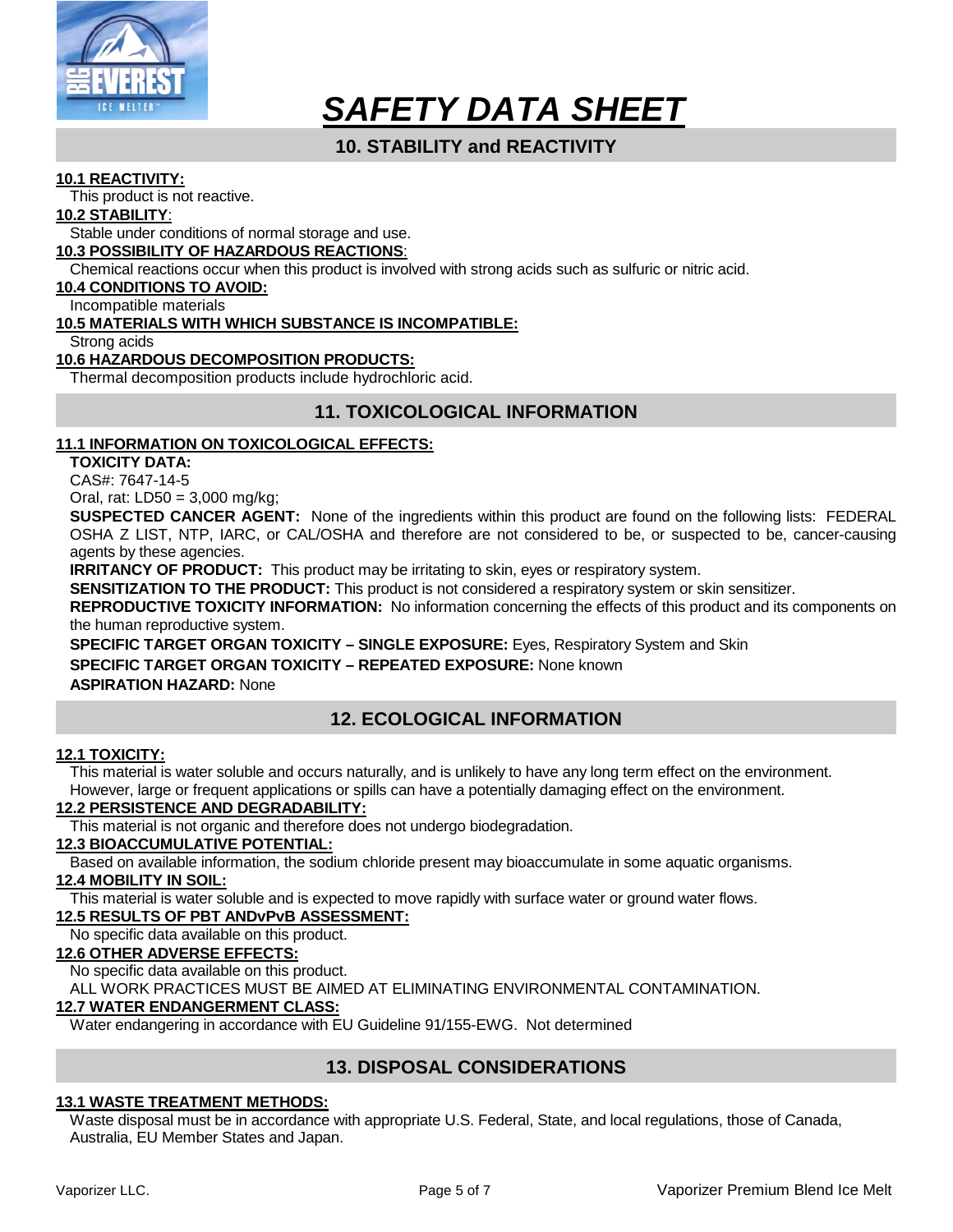# SAFETY DATA SHEET

## 10. STABILITY and REACTIVITY

**10.1 REACTIVITY:**

This product is not reactive.

**10.2 STABILITY**:

Stable under conditions of normal storage and use.

**10.3 POSSIBILITY OF HAZARDOUS REACTIONS**:

Chemical reactions occur when this product is involved with strong acids such as sulfuric or nitric acid.

**10.4 CONDITIONS TO AVOID:**

Incompatible materials

**10.5 MATERIALS WITH WHICH SUBSTANCE IS INCOMPATIBLE:**

Strong acids

**10.6 HAZARDOUS DECOMPOSITION PRODUCTS:**

Thermal decomposition products include hydrochloric acid.

## 11. TOXICOLOGICAL INFORMATION

**11.1 INFORMATION ON TOXICOLOGICAL EFFECTS:**

**TOXICITY DATA:**

CAS#: 7647-14-5

Oral, rat: LD50 = 3,000 mg/kg;

**SUSPECTED CANCER AGENT:** None of the ingredients within this product are found on the following lists: FEDERAL OSHA Z LIST, NTP, IARC, or CAL/OSHA and therefore are not considered to be, or suspected to be, cancer-causing agents by these agencies.

**IRRITANCY OF PRODUCT:** This product may be irritating to skin, eyes or respiratory system.

**SENSITIZATION TO THE PRODUCT:** This product is not considered a respiratory system or skin sensitizer.

**REPRODUCTIVE TOXICITY INFORMATION:** No information concerning the effects of this product and its components on the human reproductive system.

**SPECIFIC TARGET ORGAN TOXICITY – SINGLE EXPOSURE:** Eyes, Respiratory System and Skin

**SPECIFIC TARGET ORGAN TOXICITY – REPEATED EXPOSURE:** None known

**ASPIRATION HAZARD:** None

## 12. ECOLOGICAL INFORMATION

**12.1 TOXICITY:**

This material is water soluble and occurs naturally, and is unlikely to have any long term effect on the environment. However, large or frequent applications or spills can have a potentially damaging effect on the environment.

**12.2 PERSISTENCE AND DEGRADABILITY:**

This material is not organic and therefore does not undergo biodegradation.

**12.3 BIOACCUMULATIVE POTENTIAL:**

Based on available information, the sodium chloride present may bioaccumulate in some aquatic organisms.

**12.4 MOBILITY IN SOIL:**

This material is water soluble and is expected to move rapidly with surface water or ground water flows.

**12.5 RESULTS OF PBT ANDvPvB ASSESSMENT:**

No specific data available on this product.

**12.6 OTHER ADVERSE EFFECTS:**

No specific data available on this product.

ALL WORK PRACTICES MUST BE AIMED AT ELIMINATING ENVIRONMENTAL CONTAMINATION.

**12.7 WATER ENDANGERMENT CLASS:**

Water endangering in accordance with EU Guideline 91/155-EWG. Not determined

## 13. DISPOSAL CONSIDERATIONS

**13.1 WASTE TREATMENT METHODS:**

Waste disposal must be in accordance with appropriate U.S. Federal, State, and local regulations, those of Canada, Australia, EU Member States and Japan.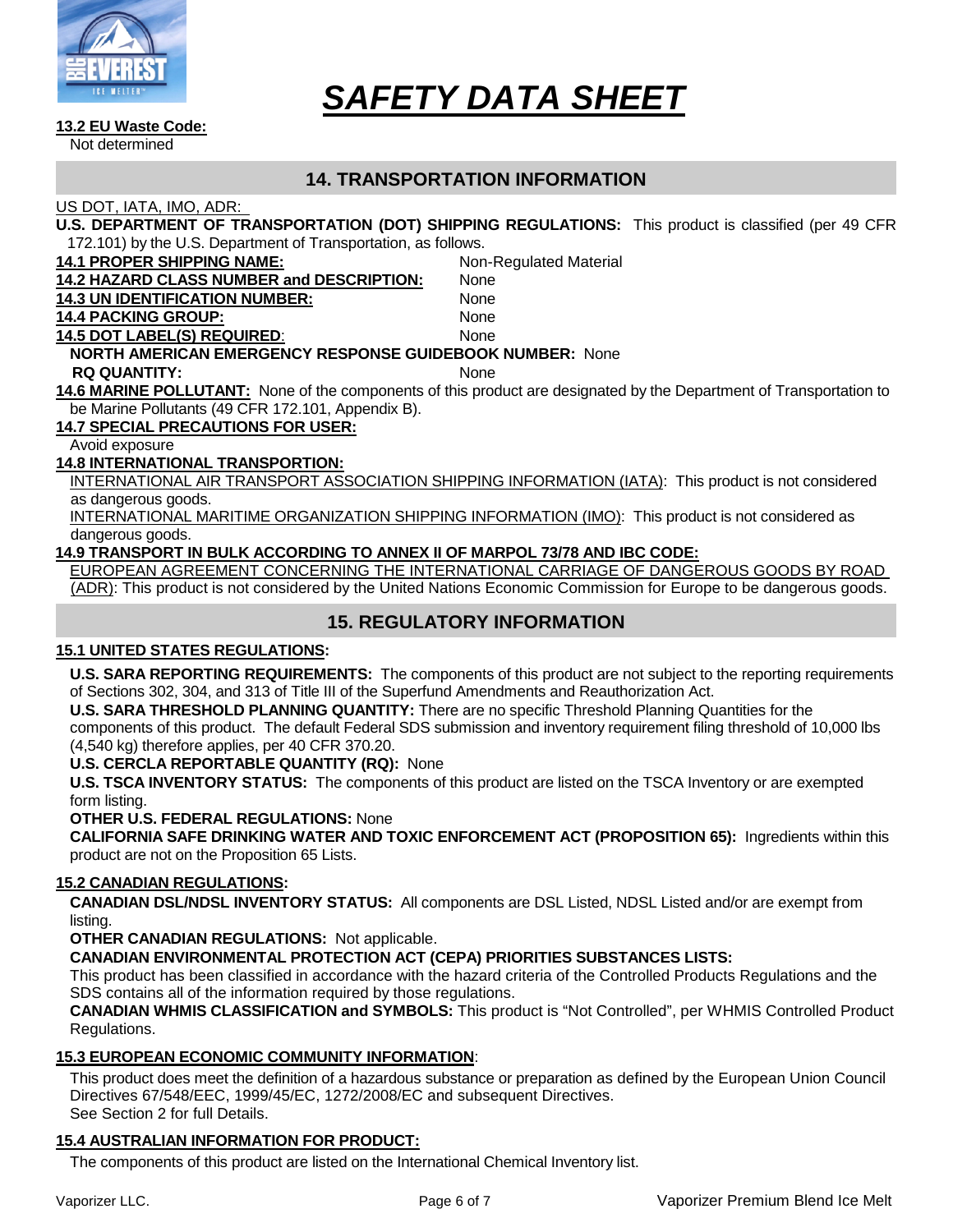**13.2 EU Waste Code:**
Not determined

## 14. TRANSPORTATION INFORMATION

US DOT, IATA, IMO, ADR:

**U.S. DEPARTMENT OF TRANSPORTATION (DOT) SHIPPING REGULATIONS:** This product is classified (per 49 CFR 172.101) by the U.S. Department of Transportation, as follows.

**14.1 PROPER SHIPPING NAME:** Non-Regulated Material

**14.2 HAZARD CLASS NUMBER and DESCRIPTION:** None

**14.3 UN IDENTIFICATION NUMBER:** None

**14.4 PACKING GROUP:** None

**14.5 DOT LABEL(S) REQUIRED:** None

**NORTH AMERICAN EMERGENCY RESPONSE GUIDEBOOK NUMBER:** None

**RQ QUANTITY:** None

**14.6 MARINE POLLUTANT:** None of the components of this product are designated by the Department of Transportation to be Marine Pollutants (49 CFR 172.101, Appendix B).

**14.7 SPECIAL PRECAUTIONS FOR USER:**
Avoid exposure

**14.8 INTERNATIONAL TRANSPORTION:**

INTERNATIONAL AIR TRANSPORT ASSOCIATION SHIPPING INFORMATION (IATA): This product is not considered as dangerous goods.

INTERNATIONAL MARITIME ORGANIZATION SHIPPING INFORMATION (IMO): This product is not considered as dangerous goods.

**14.9 TRANSPORT IN BULK ACCORDING TO ANNEX II OF MARPOL 73/78 AND IBC CODE:**

EUROPEAN AGREEMENT CONCERNING THE INTERNATIONAL CARRIAGE OF DANGEROUS GOODS BY ROAD (ADR): This product is not considered by the United Nations Economic Commission for Europe to be dangerous goods.

## 15. REGULATORY INFORMATION

**15.1 UNITED STATES REGULATIONS:**

**U.S. SARA REPORTING REQUIREMENTS:** The components of this product are not subject to the reporting requirements of Sections 302, 304, and 313 of Title III of the Superfund Amendments and Reauthorization Act.

**U.S. SARA THRESHOLD PLANNING QUANTITY:** There are no specific Threshold Planning Quantities for the components of this product. The default Federal SDS submission and inventory requirement filing threshold of 10,000 lbs (4,540 kg) therefore applies, per 40 CFR 370.20.

**U.S. CERCLA REPORTABLE QUANTITY (RQ):** None

**U.S. TSCA INVENTORY STATUS:** The components of this product are listed on the TSCA Inventory or are exempted form listing.

**OTHER U.S. FEDERAL REGULATIONS:** None

**CALIFORNIA SAFE DRINKING WATER AND TOXIC ENFORCEMENT ACT (PROPOSITION 65):** Ingredients within this product are not on the Proposition 65 Lists.

**15.2 CANADIAN REGULATIONS:**

**CANADIAN DSL/NDSL INVENTORY STATUS:** All components are DSL Listed, NDSL Listed and/or are exempt from listing.

**OTHER CANADIAN REGULATIONS:** Not applicable.

**CANADIAN ENVIRONMENTAL PROTECTION ACT (CEPA) PRIORITIES SUBSTANCES LISTS:**
This product has been classified in accordance with the hazard criteria of the Controlled Products Regulations and the SDS contains all of the information required by those regulations.

**CANADIAN WHMIS CLASSIFICATION and SYMBOLS:** This product is "Not Controlled", per WHMIS Controlled Product Regulations.

**15.3 EUROPEAN ECONOMIC COMMUNITY INFORMATION:**

This product does meet the definition of a hazardous substance or preparation as defined by the European Union Council Directives 67/548/EEC, 1999/45/EC, 1272/2008/EC and subsequent Directives.
See Section 2 for full Details.

**15.4 AUSTRALIAN INFORMATION FOR PRODUCT:**

The components of this product are listed on the International Chemical Inventory list.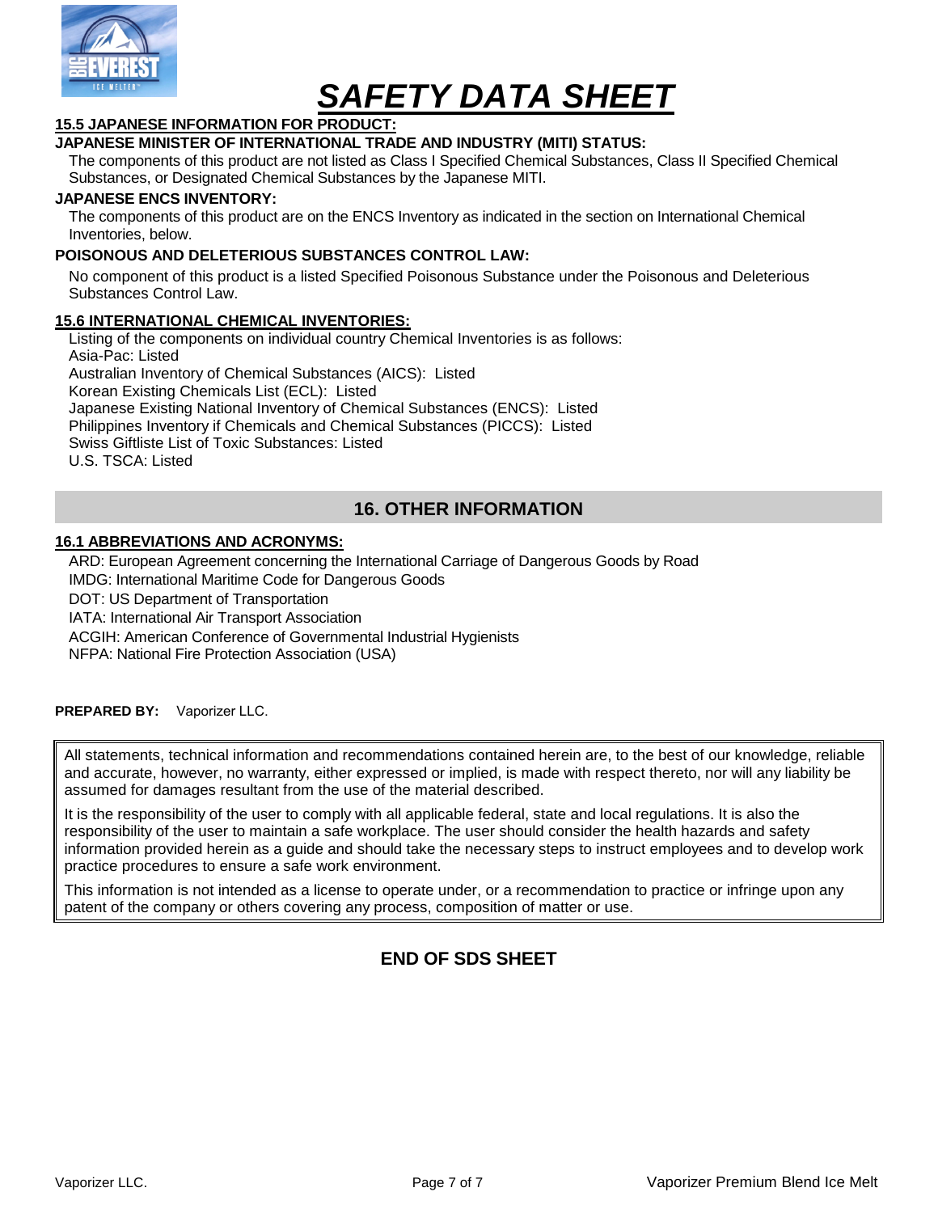# SAFETY DATA SHEET

### 15.5 JAPANESE INFORMATION FOR PRODUCT:

**JAPANESE MINISTER OF INTERNATIONAL TRADE AND INDUSTRY (MITI) STATUS:**

The components of this product are not listed as Class I Specified Chemical Substances, Class II Specified Chemical Substances, or Designated Chemical Substances by the Japanese MITI.

**JAPANESE ENCS INVENTORY:**

The components of this product are on the ENCS Inventory as indicated in the section on International Chemical Inventories, below.

**POISONOUS AND DELETERIOUS SUBSTANCES CONTROL LAW:**

No component of this product is a listed Specified Poisonous Substance under the Poisonous and Deleterious Substances Control Law.

### 15.6 INTERNATIONAL CHEMICAL INVENTORIES:

Listing of the components on individual country Chemical Inventories is as follows:
Asia-Pac: Listed
Australian Inventory of Chemical Substances (AICS): Listed
Korean Existing Chemicals List (ECL): Listed
Japanese Existing National Inventory of Chemical Substances (ENCS): Listed
Philippines Inventory if Chemicals and Chemical Substances (PICCS): Listed
Swiss Giftliste List of Toxic Substances: Listed
U.S. TSCA: Listed

## 16. OTHER INFORMATION

### 16.1 ABBREVIATIONS AND ACRONYMS:

ARD: European Agreement concerning the International Carriage of Dangerous Goods by Road
IMDG: International Maritime Code for Dangerous Goods
DOT: US Department of Transportation
IATA: International Air Transport Association
ACGIH: American Conference of Governmental Industrial Hygienists
NFPA: National Fire Protection Association (USA)

**PREPARED BY:** Vaporizer LLC.

All statements, technical information and recommendations contained herein are, to the best of our knowledge, reliable and accurate, however, no warranty, either expressed or implied, is made with respect thereto, nor will any liability be assumed for damages resultant from the use of the material described.

It is the responsibility of the user to comply with all applicable federal, state and local regulations. It is also the responsibility of the user to maintain a safe workplace. The user should consider the health hazards and safety information provided herein as a guide and should take the necessary steps to instruct employees and to develop work practice procedures to ensure a safe work environment.

This information is not intended as a license to operate under, or a recommendation to practice or infringe upon any patent of the company or others covering any process, composition of matter or use.

**END OF SDS SHEET**